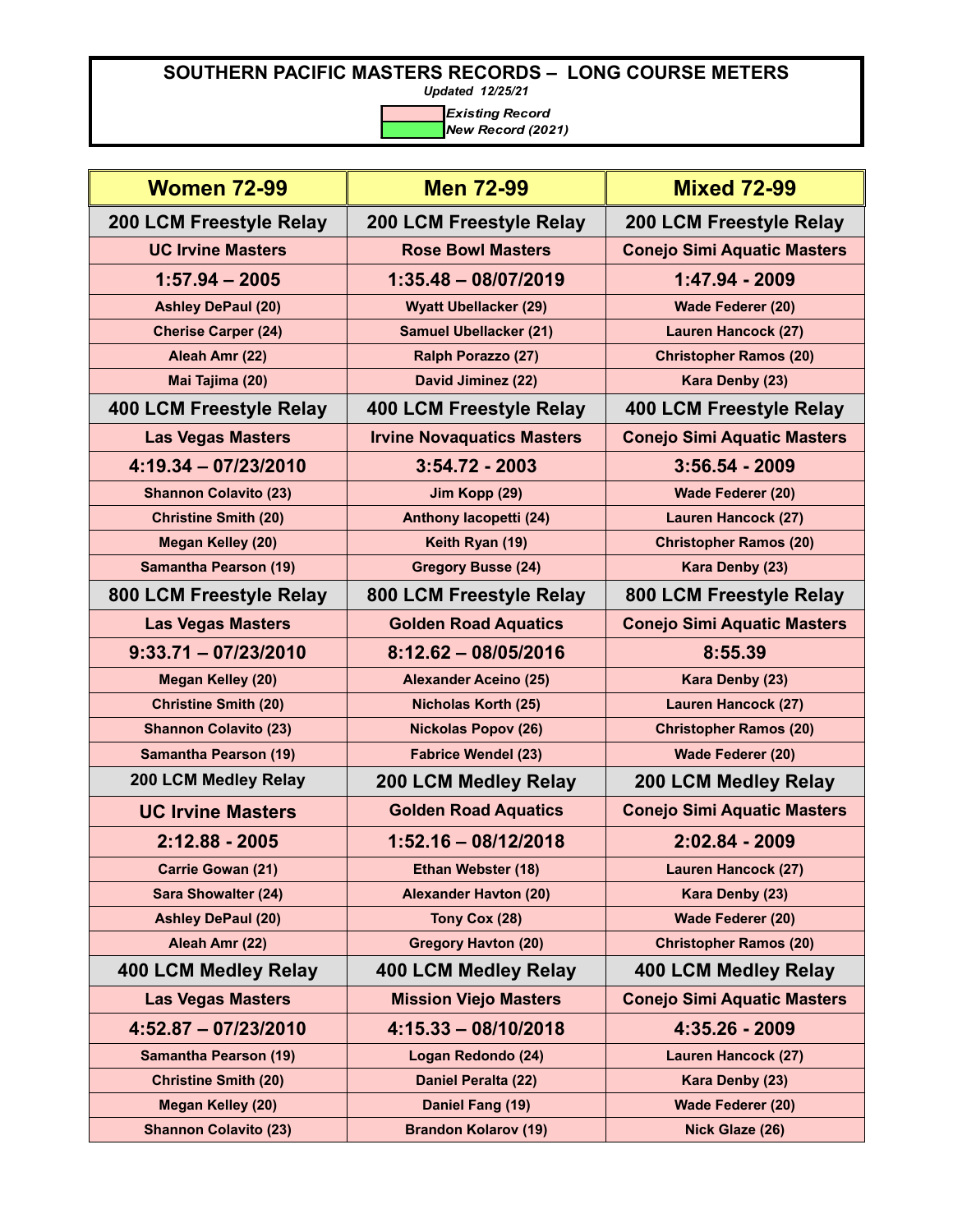# SOUTHERN PACIFIC MASTERS RECORDS – LONG COURSE METERS

*Updated 12/25/21*

| | |
|---|---|
| (pink) | *Existing Record* |
| (green) | *New Record (2021)* |

| Women 72-99 | Men 72-99 | Mixed 72-99 |
|---|---|---|
| **200 LCM Freestyle Relay** | **200 LCM Freestyle Relay** | **200 LCM Freestyle Relay** |
| UC Irvine Masters | Rose Bowl Masters | Conejo Simi Aquatic Masters |
| 1:57.94 – 2005 | 1:35.48 – 08/07/2019 | 1:47.94 - 2009 |
| Ashley DePaul (20) | Wyatt Ubellacker (29) | Wade Federer (20) |
| Cherise Carper (24) | Samuel Ubellacker (21) | Lauren Hancock (27) |
| Aleah Amr (22) | Ralph Porazzo (27) | Christopher Ramos (20) |
| Mai Tajima (20) | David Jiminez (22) | Kara Denby (23) |
| **400 LCM Freestyle Relay** | **400 LCM Freestyle Relay** | **400 LCM Freestyle Relay** |
| Las Vegas Masters | Irvine Novaquatics Masters | Conejo Simi Aquatic Masters |
| 4:19.34 – 07/23/2010 | 3:54.72 - 2003 | 3:56.54 - 2009 |
| Shannon Colavito (23) | Jim Kopp (29) | Wade Federer (20) |
| Christine Smith (20) | Anthony Iacopetti (24) | Lauren Hancock (27) |
| Megan Kelley (20) | Keith Ryan (19) | Christopher Ramos (20) |
| Samantha Pearson (19) | Gregory Busse (24) | Kara Denby (23) |
| **800 LCM Freestyle Relay** | **800 LCM Freestyle Relay** | **800 LCM Freestyle Relay** |
| Las Vegas Masters | Golden Road Aquatics | Conejo Simi Aquatic Masters |
| 9:33.71 – 07/23/2010 | 8:12.62 – 08/05/2016 | 8:55.39 |
| Megan Kelley (20) | Alexander Aceino (25) | Kara Denby (23) |
| Christine Smith (20) | Nicholas Korth (25) | Lauren Hancock (27) |
| Shannon Colavito (23) | Nickolas Popov (26) | Christopher Ramos (20) |
| Samantha Pearson (19) | Fabrice Wendel (23) | Wade Federer (20) |
| **200 LCM Medley Relay** | **200 LCM Medley Relay** | **200 LCM Medley Relay** |
| UC Irvine Masters | Golden Road Aquatics | Conejo Simi Aquatic Masters |
| 2:12.88 - 2005 | 1:52.16 – 08/12/2018 | 2:02.84 - 2009 |
| Carrie Gowan (21) | Ethan Webster (18) | Lauren Hancock (27) |
| Sara Showalter (24) | Alexander Havton (20) | Kara Denby (23) |
| Ashley DePaul (20) | Tony Cox (28) | Wade Federer (20) |
| Aleah Amr (22) | Gregory Havton (20) | Christopher Ramos (20) |
| **400 LCM Medley Relay** | **400 LCM Medley Relay** | **400 LCM Medley Relay** |
| Las Vegas Masters | Mission Viejo Masters | Conejo Simi Aquatic Masters |
| 4:52.87 – 07/23/2010 | 4:15.33 – 08/10/2018 | 4:35.26 - 2009 |
| Samantha Pearson (19) | Logan Redondo (24) | Lauren Hancock (27) |
| Christine Smith (20) | Daniel Peralta (22) | Kara Denby (23) |
| Megan Kelley (20) | Daniel Fang (19) | Wade Federer (20) |
| Shannon Colavito (23) | Brandon Kolarov (19) | Nick Glaze (26) |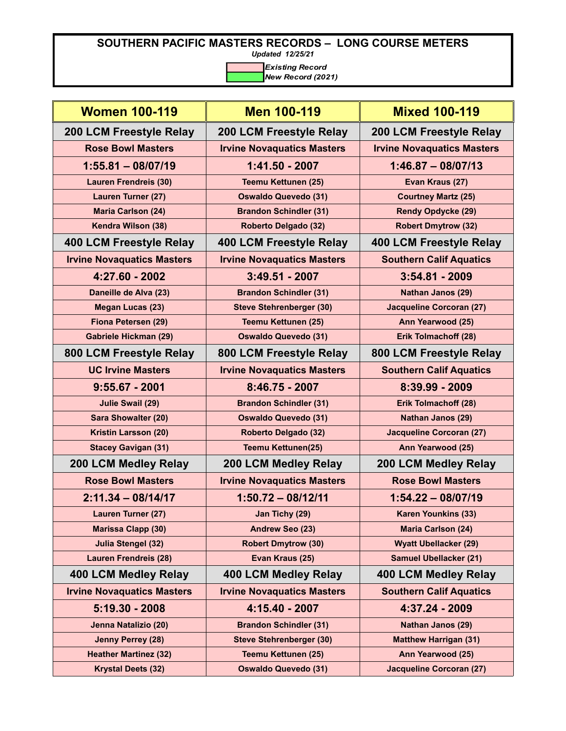# SOUTHERN PACIFIC MASTERS RECORDS – LONG COURSE METERS

*Updated 12/25/21*

*Existing Record*
*New Record (2021)*

| Women 100-119 | Men 100-119 | Mixed 100-119 |
|---|---|---|
| **200 LCM Freestyle Relay** | **200 LCM Freestyle Relay** | **200 LCM Freestyle Relay** |
| **Rose Bowl Masters** | **Irvine Novaquatics Masters** | **Irvine Novaquatics Masters** |
| **1:55.81 – 08/07/19** | **1:41.50 - 2007** | **1:46.87 – 08/07/13** |
| Lauren Frendreis (30) | Teemu Kettunen (25) | Evan Kraus (27) |
| Lauren Turner (27) | Oswaldo Quevedo (31) | Courtney Martz (25) |
| Maria Carlson (24) | Brandon Schindler (31) | Rendy Opdycke (29) |
| Kendra Wilson (38) | Roberto Delgado (32) | Robert Dmytrow (32) |
| **400 LCM Freestyle Relay** | **400 LCM Freestyle Relay** | **400 LCM Freestyle Relay** |
| **Irvine Novaquatics Masters** | **Irvine Novaquatics Masters** | **Southern Calif Aquatics** |
| **4:27.60 - 2002** | **3:49.51 - 2007** | **3:54.81 - 2009** |
| Daneille de Alva (23) | Brandon Schindler (31) | Nathan Janos (29) |
| Megan Lucas (23) | Steve Stehrenberger (30) | Jacqueline Corcoran (27) |
| Fiona Petersen (29) | Teemu Kettunen (25) | Ann Yearwood (25) |
| Gabriele Hickman (29) | Oswaldo Quevedo (31) | Erik Tolmachoff (28) |
| **800 LCM Freestyle Relay** | **800 LCM Freestyle Relay** | **800 LCM Freestyle Relay** |
| **UC Irvine Masters** | **Irvine Novaquatics Masters** | **Southern Calif Aquatics** |
| **9:55.67 - 2001** | **8:46.75 - 2007** | **8:39.99 - 2009** |
| Julie Swail (29) | Brandon Schindler (31) | Erik Tolmachoff (28) |
| Sara Showalter (20) | Oswaldo Quevedo (31) | Nathan Janos (29) |
| Kristin Larsson (20) | Roberto Delgado (32) | Jacqueline Corcoran (27) |
| Stacey Gavigan (31) | Teemu Kettunen(25) | Ann Yearwood (25) |
| **200 LCM Medley Relay** | **200 LCM Medley Relay** | **200 LCM Medley Relay** |
| **Rose Bowl Masters** | **Irvine Novaquatics Masters** | **Rose Bowl Masters** |
| **2:11.34 – 08/14/17** | **1:50.72 – 08/12/11** | **1:54.22 – 08/07/19** |
| Lauren Turner (27) | Jan Tichy (29) | Karen Younkins (33) |
| Marissa Clapp (30) | Andrew Seo (23) | Maria Carlson (24) |
| Julia Stengel (32) | Robert Dmytrow (30) | Wyatt Ubellacker (29) |
| Lauren Frendreis (28) | Evan Kraus (25) | Samuel Ubellacker (21) |
| **400 LCM Medley Relay** | **400 LCM Medley Relay** | **400 LCM Medley Relay** |
| **Irvine Novaquatics Masters** | **Irvine Novaquatics Masters** | **Southern Calif Aquatics** |
| **5:19.30 - 2008** | **4:15.40 - 2007** | **4:37.24 - 2009** |
| Jenna Natalizio (20) | Brandon Schindler (31) | Nathan Janos (29) |
| Jenny Perrey (28) | Steve Stehrenberger (30) | Matthew Harrigan (31) |
| Heather Martinez (32) | Teemu Kettunen (25) | Ann Yearwood (25) |
| Krystal Deets (32) | Oswaldo Quevedo (31) | Jacqueline Corcoran (27) |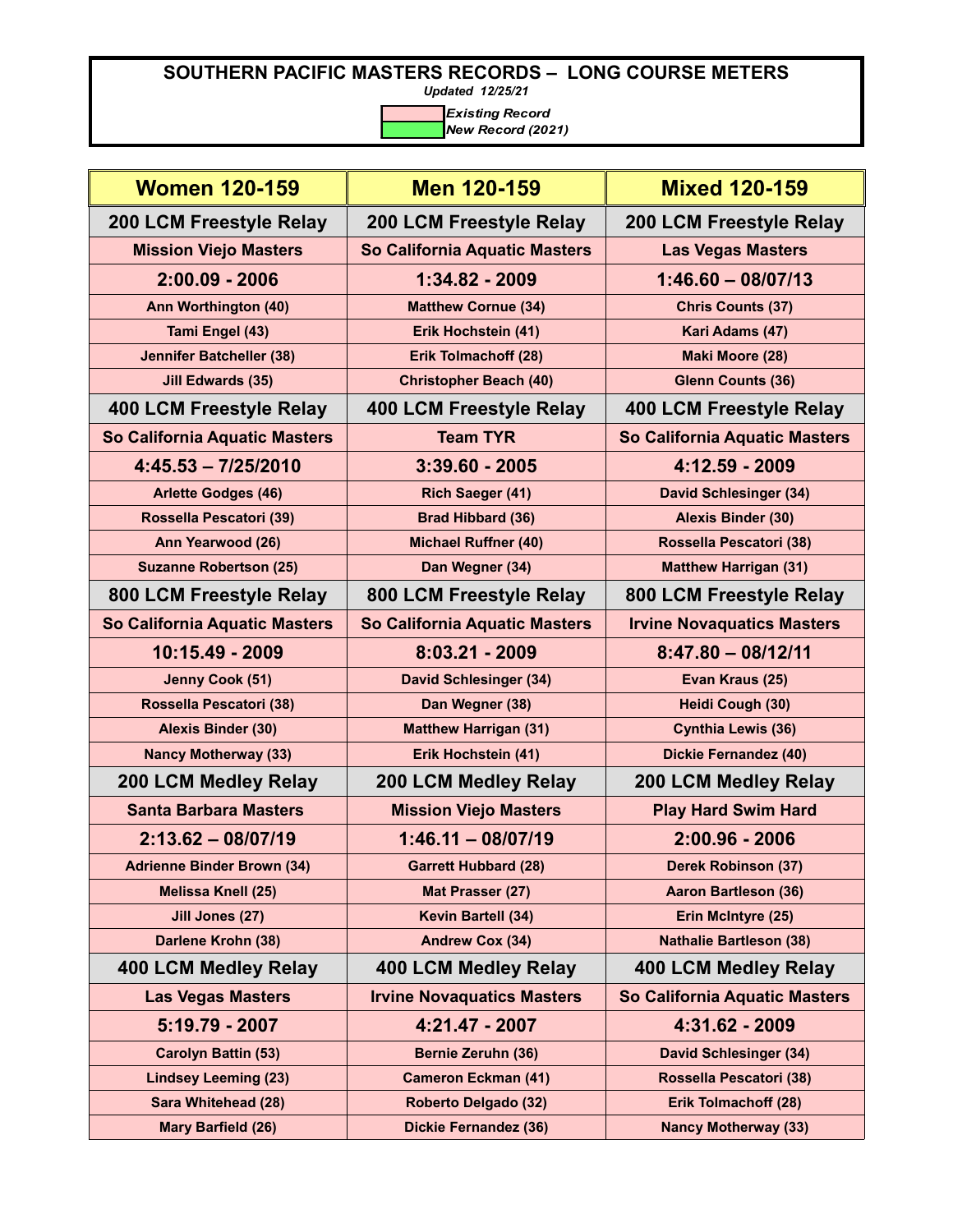# SOUTHERN PACIFIC MASTERS RECORDS – LONG COURSE METERS

*Updated 12/25/21*

| Legend | |
|---|---|
| (pink) | *Existing Record* |
| (green) | *New Record (2021)* |

| Women 120-159 | Men 120-159 | Mixed 120-159 |
|---|---|---|
| **200 LCM Freestyle Relay** | **200 LCM Freestyle Relay** | **200 LCM Freestyle Relay** |
| **Mission Viejo Masters** | **So California Aquatic Masters** | **Las Vegas Masters** |
| **2:00.09 - 2006** | **1:34.82 - 2009** | **1:46.60 – 08/07/13** |
| Ann Worthington (40) | Matthew Cornue (34) | Chris Counts (37) |
| Tami Engel (43) | Erik Hochstein (41) | Kari Adams (47) |
| Jennifer Batcheller (38) | Erik Tolmachoff (28) | Maki Moore (28) |
| Jill Edwards (35) | Christopher Beach (40) | Glenn Counts (36) |
| **400 LCM Freestyle Relay** | **400 LCM Freestyle Relay** | **400 LCM Freestyle Relay** |
| **So California Aquatic Masters** | **Team TYR** | **So California Aquatic Masters** |
| **4:45.53 – 7/25/2010** | **3:39.60 - 2005** | **4:12.59 - 2009** |
| Arlette Godges (46) | Rich Saeger (41) | David Schlesinger (34) |
| Rossella Pescatori (39) | Brad Hibbard (36) | Alexis Binder (30) |
| Ann Yearwood (26) | Michael Ruffner (40) | Rossella Pescatori (38) |
| Suzanne Robertson (25) | Dan Wegner (34) | Matthew Harrigan (31) |
| **800 LCM Freestyle Relay** | **800 LCM Freestyle Relay** | **800 LCM Freestyle Relay** |
| **So California Aquatic Masters** | **So California Aquatic Masters** | **Irvine Novaquatics Masters** |
| **10:15.49 - 2009** | **8:03.21 - 2009** | **8:47.80 – 08/12/11** |
| Jenny Cook (51) | David Schlesinger (34) | Evan Kraus (25) |
| Rossella Pescatori (38) | Dan Wegner (38) | Heidi Cough (30) |
| Alexis Binder (30) | Matthew Harrigan (31) | Cynthia Lewis (36) |
| Nancy Motherway (33) | Erik Hochstein (41) | Dickie Fernandez (40) |
| **200 LCM Medley Relay** | **200 LCM Medley Relay** | **200 LCM Medley Relay** |
| **Santa Barbara Masters** | **Mission Viejo Masters** | **Play Hard Swim Hard** |
| **2:13.62 – 08/07/19** | **1:46.11 – 08/07/19** | **2:00.96 - 2006** |
| Adrienne Binder Brown (34) | Garrett Hubbard (28) | Derek Robinson (37) |
| Melissa Knell (25) | Mat Prasser (27) | Aaron Bartleson (36) |
| Jill Jones (27) | Kevin Bartell (34) | Erin McIntyre (25) |
| Darlene Krohn (38) | Andrew Cox (34) | Nathalie Bartleson (38) |
| **400 LCM Medley Relay** | **400 LCM Medley Relay** | **400 LCM Medley Relay** |
| **Las Vegas Masters** | **Irvine Novaquatics Masters** | **So California Aquatic Masters** |
| **5:19.79 - 2007** | **4:21.47 - 2007** | **4:31.62 - 2009** |
| Carolyn Battin (53) | Bernie Zeruhn (36) | David Schlesinger (34) |
| Lindsey Leeming (23) | Cameron Eckman (41) | Rossella Pescatori (38) |
| Sara Whitehead (28) | Roberto Delgado (32) | Erik Tolmachoff (28) |
| Mary Barfield (26) | Dickie Fernandez (36) | Nancy Motherway (33) |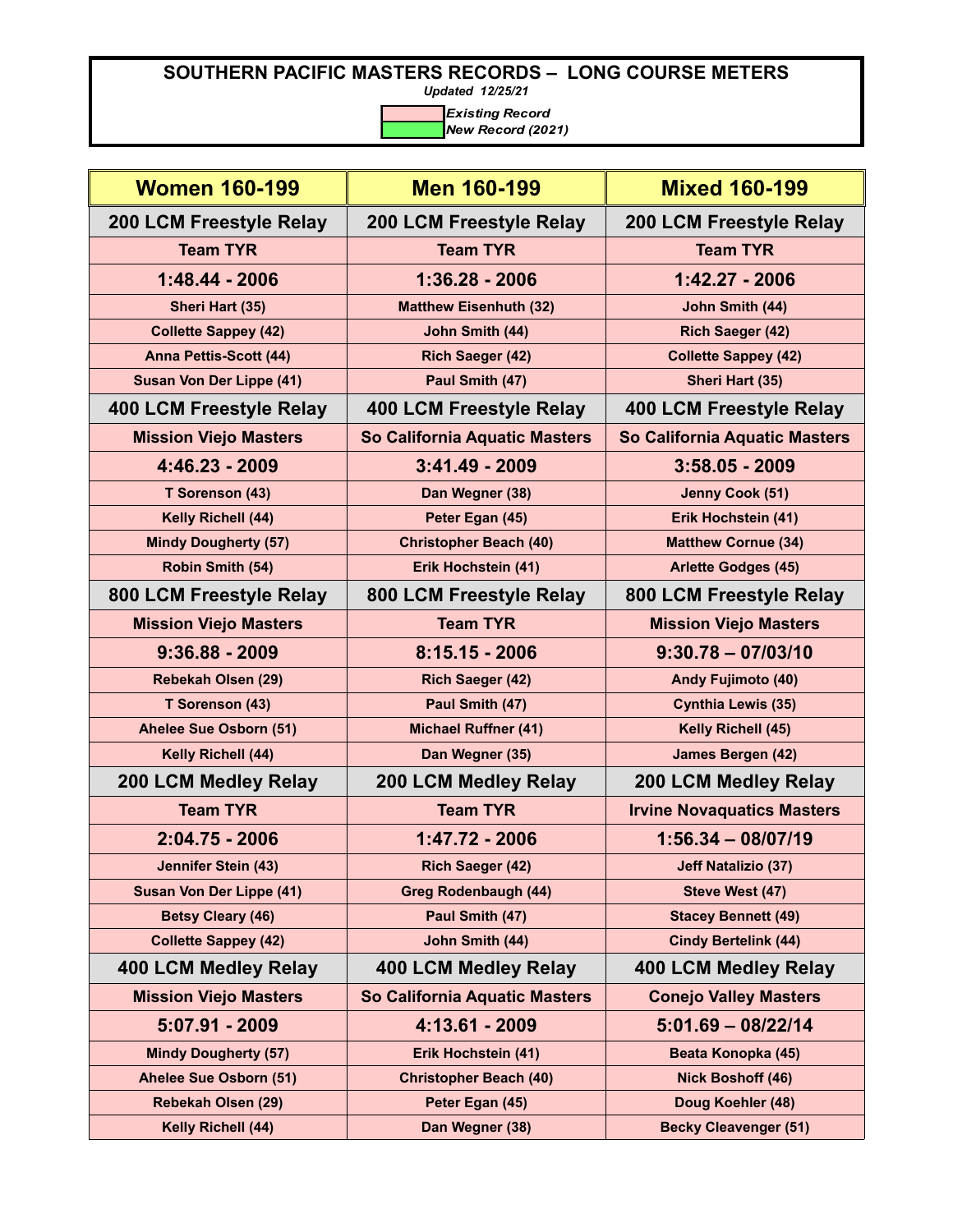# SOUTHERN PACIFIC MASTERS RECORDS – LONG COURSE METERS

*Updated 12/25/21*

| Legend | |
|---|---|
| (pink) | *Existing Record* |
| (green) | *New Record (2021)* |

| Women 160-199 | Men 160-199 | Mixed 160-199 |
|---|---|---|
| **200 LCM Freestyle Relay** | **200 LCM Freestyle Relay** | **200 LCM Freestyle Relay** |
| **Team TYR** | **Team TYR** | **Team TYR** |
| **1:48.44 - 2006** | **1:36.28 - 2006** | **1:42.27 - 2006** |
| Sheri Hart (35) | Matthew Eisenhuth (32) | John Smith (44) |
| Collette Sappey (42) | John Smith (44) | Rich Saeger (42) |
| Anna Pettis-Scott (44) | Rich Saeger (42) | Collette Sappey (42) |
| Susan Von Der Lippe (41) | Paul Smith (47) | Sheri Hart (35) |
| **400 LCM Freestyle Relay** | **400 LCM Freestyle Relay** | **400 LCM Freestyle Relay** |
| **Mission Viejo Masters** | **So California Aquatic Masters** | **So California Aquatic Masters** |
| **4:46.23 - 2009** | **3:41.49 - 2009** | **3:58.05 - 2009** |
| T Sorenson (43) | Dan Wegner (38) | Jenny Cook (51) |
| Kelly Richell (44) | Peter Egan (45) | Erik Hochstein (41) |
| Mindy Dougherty (57) | Christopher Beach (40) | Matthew Cornue (34) |
| Robin Smith (54) | Erik Hochstein (41) | Arlette Godges (45) |
| **800 LCM Freestyle Relay** | **800 LCM Freestyle Relay** | **800 LCM Freestyle Relay** |
| **Mission Viejo Masters** | **Team TYR** | **Mission Viejo Masters** |
| **9:36.88 - 2009** | **8:15.15 - 2006** | **9:30.78 – 07/03/10** |
| Rebekah Olsen (29) | Rich Saeger (42) | Andy Fujimoto (40) |
| T Sorenson (43) | Paul Smith (47) | Cynthia Lewis (35) |
| Ahelee Sue Osborn (51) | Michael Ruffner (41) | Kelly Richell (45) |
| Kelly Richell (44) | Dan Wegner (35) | James Bergen (42) |
| **200 LCM Medley Relay** | **200 LCM Medley Relay** | **200 LCM Medley Relay** |
| **Team TYR** | **Team TYR** | **Irvine Novaquatics Masters** |
| **2:04.75 - 2006** | **1:47.72 - 2006** | **1:56.34 – 08/07/19** |
| Jennifer Stein (43) | Rich Saeger (42) | Jeff Natalizio (37) |
| Susan Von Der Lippe (41) | Greg Rodenbaugh (44) | Steve West (47) |
| Betsy Cleary (46) | Paul Smith (47) | Stacey Bennett (49) |
| Collette Sappey (42) | John Smith (44) | Cindy Bertelink (44) |
| **400 LCM Medley Relay** | **400 LCM Medley Relay** | **400 LCM Medley Relay** |
| **Mission Viejo Masters** | **So California Aquatic Masters** | **Conejo Valley Masters** |
| **5:07.91 - 2009** | **4:13.61 - 2009** | **5:01.69 – 08/22/14** |
| Mindy Dougherty (57) | Erik Hochstein (41) | Beata Konopka (45) |
| Ahelee Sue Osborn (51) | Christopher Beach (40) | Nick Boshoff (46) |
| Rebekah Olsen (29) | Peter Egan (45) | Doug Koehler (48) |
| Kelly Richell (44) | Dan Wegner (38) | Becky Cleavenger (51) |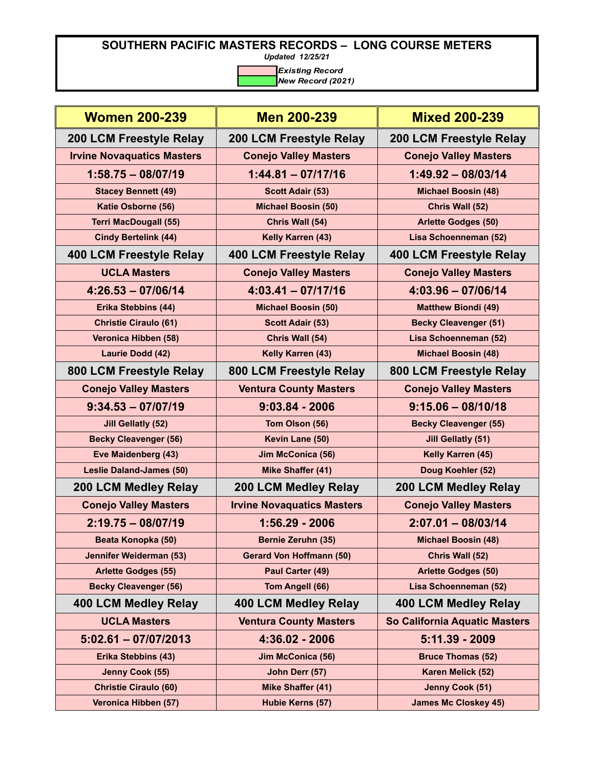# SOUTHERN PACIFIC MASTERS RECORDS – LONG COURSE METERS

*Updated 12/25/21*

*Existing Record*

*New Record (2021)*

| Women 200-239 | Men 200-239 | Mixed 200-239 |
|---|---|---|
| **200 LCM Freestyle Relay** | **200 LCM Freestyle Relay** | **200 LCM Freestyle Relay** |
| Irvine Novaquatics Masters | Conejo Valley Masters | Conejo Valley Masters |
| 1:58.75 – 08/07/19 | 1:44.81 – 07/17/16 | 1:49.92 – 08/03/14 |
| Stacey Bennett (49) | Scott Adair (53) | Michael Boosin (48) |
| Katie Osborne (56) | Michael Boosin (50) | Chris Wall (52) |
| Terri MacDougall (55) | Chris Wall (54) | Arlette Godges (50) |
| Cindy Bertelink (44) | Kelly Karren (43) | Lisa Schoenneman (52) |
| **400 LCM Freestyle Relay** | **400 LCM Freestyle Relay** | **400 LCM Freestyle Relay** |
| UCLA Masters | Conejo Valley Masters | Conejo Valley Masters |
| 4:26.53 – 07/06/14 | 4:03.41 – 07/17/16 | 4:03.96 – 07/06/14 |
| Erika Stebbins (44) | Michael Boosin (50) | Matthew Biondi (49) |
| Christie Ciraulo (61) | Scott Adair (53) | Becky Cleavenger (51) |
| Veronica Hibben (58) | Chris Wall (54) | Lisa Schoenneman (52) |
| Laurie Dodd (42) | Kelly Karren (43) | Michael Boosin (48) |
| **800 LCM Freestyle Relay** | **800 LCM Freestyle Relay** | **800 LCM Freestyle Relay** |
| Conejo Valley Masters | Ventura County Masters | Conejo Valley Masters |
| 9:34.53 – 07/07/19 | 9:03.84 - 2006 | 9:15.06 – 08/10/18 |
| Jill Gellatly (52) | Tom Olson (56) | Becky Cleavenger (55) |
| Becky Cleavenger (56) | Kevin Lane (50) | Jill Gellatly (51) |
| Eve Maidenberg (43) | Jim McConica (56) | Kelly Karren (45) |
| Leslie Daland-James (50) | Mike Shaffer (41) | Doug Koehler (52) |
| **200 LCM Medley Relay** | **200 LCM Medley Relay** | **200 LCM Medley Relay** |
| Conejo Valley Masters | Irvine Novaquatics Masters | Conejo Valley Masters |
| 2:19.75 – 08/07/19 | 1:56.29 - 2006 | 2:07.01 – 08/03/14 |
| Beata Konopka (50) | Bernie Zeruhn (35) | Michael Boosin (48) |
| Jennifer Weiderman (53) | Gerard Von Hoffmann (50) | Chris Wall (52) |
| Arlette Godges (55) | Paul Carter (49) | Arlette Godges (50) |
| Becky Cleavenger (56) | Tom Angell (66) | Lisa Schoenneman (52) |
| **400 LCM Medley Relay** | **400 LCM Medley Relay** | **400 LCM Medley Relay** |
| UCLA Masters | Ventura County Masters | So California Aquatic Masters |
| 5:02.61 – 07/07/2013 | 4:36.02 - 2006 | 5:11.39 - 2009 |
| Erika Stebbins (43) | Jim McConica (56) | Bruce Thomas (52) |
| Jenny Cook (55) | John Derr (57) | Karen Melick (52) |
| Christie Ciraulo (60) | Mike Shaffer (41) | Jenny Cook (51) |
| Veronica Hibben (57) | Hubie Kerns (57) | James Mc Closkey 45) |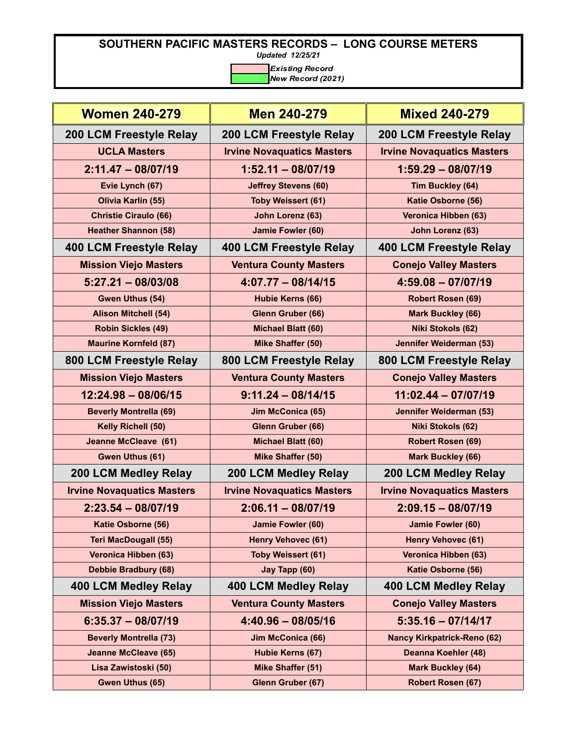# SOUTHERN PACIFIC MASTERS RECORDS – LONG COURSE METERS

*Updated 12/25/21*

| | |
|---|---|
| | *Existing Record* |
| | *New Record (2021)* |

| Women 240-279 | Men 240-279 | Mixed 240-279 |
|---|---|---|
| **200 LCM Freestyle Relay** | **200 LCM Freestyle Relay** | **200 LCM Freestyle Relay** |
| **UCLA Masters** | **Irvine Novaquatics Masters** | **Irvine Novaquatics Masters** |
| **2:11.47 – 08/07/19** | **1:52.11 – 08/07/19** | **1:59.29 – 08/07/19** |
| Evie Lynch (67) | Jeffrey Stevens (60) | Tim Buckley (64) |
| Olivia Karlin (55) | Toby Weissert (61) | Katie Osborne (56) |
| Christie Ciraulo (66) | John Lorenz (63) | Veronica Hibben (63) |
| Heather Shannon (58) | Jamie Fowler (60) | John Lorenz (63) |
| **400 LCM Freestyle Relay** | **400 LCM Freestyle Relay** | **400 LCM Freestyle Relay** |
| **Mission Viejo Masters** | **Ventura County Masters** | **Conejo Valley Masters** |
| **5:27.21 – 08/03/08** | **4:07.77 – 08/14/15** | **4:59.08 – 07/07/19** |
| Gwen Uthus (54) | Hubie Kerns (66) | Robert Rosen (69) |
| Alison Mitchell (54) | Glenn Gruber (66) | Mark Buckley (66) |
| Robin Sickles (49) | Michael Blatt (60) | Niki Stokols (62) |
| Maurine Kornfeld (87) | Mike Shaffer (50) | Jennifer Weiderman (53) |
| **800 LCM Freestyle Relay** | **800 LCM Freestyle Relay** | **800 LCM Freestyle Relay** |
| **Mission Viejo Masters** | **Ventura County Masters** | **Conejo Valley Masters** |
| **12:24.98 – 08/06/15** | **9:11.24 – 08/14/15** | **11:02.44 – 07/07/19** |
| Beverly Montrella (69) | Jim McConica (65) | Jennifer Weiderman (53) |
| Kelly Richell (50) | Glenn Gruber (66) | Niki Stokols (62) |
| Jeanne McCleave (61) | Michael Blatt (60) | Robert Rosen (69) |
| Gwen Uthus (61) | Mike Shaffer (50) | Mark Buckley (66) |
| **200 LCM Medley Relay** | **200 LCM Medley Relay** | **200 LCM Medley Relay** |
| **Irvine Novaquatics Masters** | **Irvine Novaquatics Masters** | **Irvine Novaquatics Masters** |
| **2:23.54 – 08/07/19** | **2:06.11 – 08/07/19** | **2:09.15 – 08/07/19** |
| Katie Osborne (56) | Jamie Fowler (60) | Jamie Fowler (60) |
| Teri MacDougall (55) | Henry Vehovec (61) | Henry Vehovec (61) |
| Veronica Hibben (63) | Toby Weissert (61) | Veronica Hibben (63) |
| Debbie Bradbury (68) | Jay Tapp (60) | Katie Osborne (56) |
| **400 LCM Medley Relay** | **400 LCM Medley Relay** | **400 LCM Medley Relay** |
| **Mission Viejo Masters** | **Ventura County Masters** | **Conejo Valley Masters** |
| **6:35.37 – 08/07/19** | **4:40.96 – 08/05/16** | **5:35.16 – 07/14/17** |
| Beverly Montrella (73) | Jim McConica (66) | Nancy Kirkpatrick-Reno (62) |
| Jeanne McCleave (65) | Hubie Kerns (67) | Deanna Koehler (48) |
| Lisa Zawistoski (50) | Mike Shaffer (51) | Mark Buckley (64) |
| Gwen Uthus (65) | Glenn Gruber (67) | Robert Rosen (67) |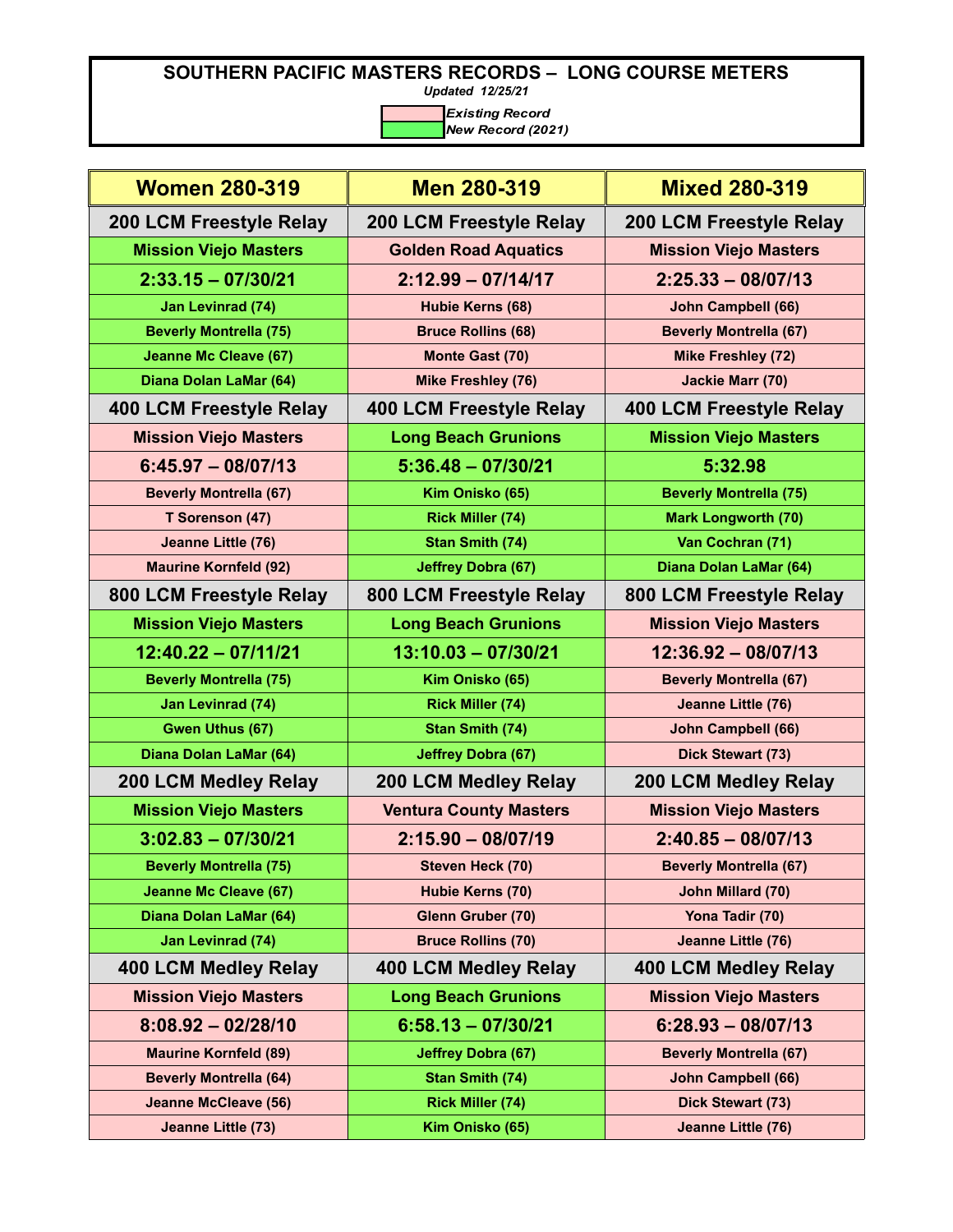# SOUTHERN PACIFIC MASTERS RECORDS – LONG COURSE METERS

*Updated 12/25/21*

*Existing Record*
*New Record (2021)*

| Women 280-319 | Men 280-319 | Mixed 280-319 |
|---|---|---|
| **200 LCM Freestyle Relay** | **200 LCM Freestyle Relay** | **200 LCM Freestyle Relay** |
| Mission Viejo Masters | Golden Road Aquatics | Mission Viejo Masters |
| 2:33.15 – 07/30/21 | 2:12.99 – 07/14/17 | 2:25.33 – 08/07/13 |
| Jan Levinrad (74) | Hubie Kerns (68) | John Campbell (66) |
| Beverly Montrella (75) | Bruce Rollins (68) | Beverly Montrella (67) |
| Jeanne Mc Cleave (67) | Monte Gast (70) | Mike Freshley (72) |
| Diana Dolan LaMar (64) | Mike Freshley (76) | Jackie Marr (70) |
| **400 LCM Freestyle Relay** | **400 LCM Freestyle Relay** | **400 LCM Freestyle Relay** |
| Mission Viejo Masters | Long Beach Grunions | Mission Viejo Masters |
| 6:45.97 – 08/07/13 | 5:36.48 – 07/30/21 | 5:32.98 |
| Beverly Montrella (67) | Kim Onisko (65) | Beverly Montrella (75) |
| T Sorenson (47) | Rick Miller (74) | Mark Longworth (70) |
| Jeanne Little (76) | Stan Smith (74) | Van Cochran (71) |
| Maurine Kornfeld (92) | Jeffrey Dobra (67) | Diana Dolan LaMar (64) |
| **800 LCM Freestyle Relay** | **800 LCM Freestyle Relay** | **800 LCM Freestyle Relay** |
| Mission Viejo Masters | Long Beach Grunions | Mission Viejo Masters |
| 12:40.22 – 07/11/21 | 13:10.03 – 07/30/21 | 12:36.92 – 08/07/13 |
| Beverly Montrella (75) | Kim Onisko (65) | Beverly Montrella (67) |
| Jan Levinrad (74) | Rick Miller (74) | Jeanne Little (76) |
| Gwen Uthus (67) | Stan Smith (74) | John Campbell (66) |
| Diana Dolan LaMar (64) | Jeffrey Dobra (67) | Dick Stewart (73) |
| **200 LCM Medley Relay** | **200 LCM Medley Relay** | **200 LCM Medley Relay** |
| Mission Viejo Masters | Ventura County Masters | Mission Viejo Masters |
| 3:02.83 – 07/30/21 | 2:15.90 – 08/07/19 | 2:40.85 – 08/07/13 |
| Beverly Montrella (75) | Steven Heck (70) | Beverly Montrella (67) |
| Jeanne Mc Cleave (67) | Hubie Kerns (70) | John Millard (70) |
| Diana Dolan LaMar (64) | Glenn Gruber (70) | Yona Tadir (70) |
| Jan Levinrad (74) | Bruce Rollins (70) | Jeanne Little (76) |
| **400 LCM Medley Relay** | **400 LCM Medley Relay** | **400 LCM Medley Relay** |
| Mission Viejo Masters | Long Beach Grunions | Mission Viejo Masters |
| 8:08.92 – 02/28/10 | 6:58.13 – 07/30/21 | 6:28.93 – 08/07/13 |
| Maurine Kornfeld (89) | Jeffrey Dobra (67) | Beverly Montrella (67) |
| Beverly Montrella (64) | Stan Smith (74) | John Campbell (66) |
| Jeanne McCleave (56) | Rick Miller (74) | Dick Stewart (73) |
| Jeanne Little (73) | Kim Onisko (65) | Jeanne Little (76) |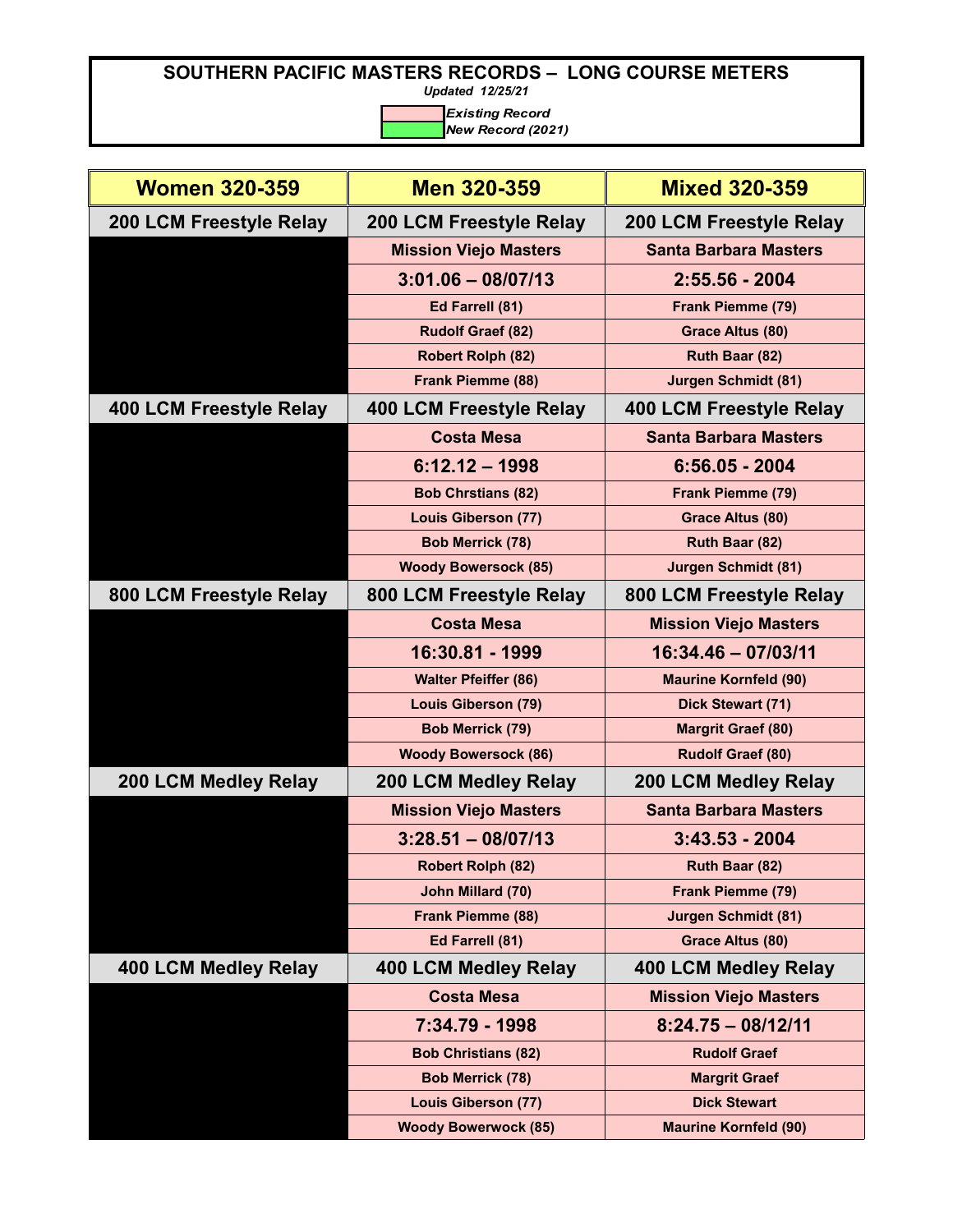# SOUTHERN PACIFIC MASTERS RECORDS – LONG COURSE METERS

*Updated 12/25/21*

| | |
|---|---|
| (pink) | *Existing Record* |
| (green) | *New Record (2021)* |

| Women 320-359 | Men 320-359 | Mixed 320-359 |
|---|---|---|
| **200 LCM Freestyle Relay** | **200 LCM Freestyle Relay** | **200 LCM Freestyle Relay** |
| | Mission Viejo Masters | Santa Barbara Masters |
| | 3:01.06 – 08/07/13 | 2:55.56 - 2004 |
| | Ed Farrell (81) | Frank Piemme (79) |
| | Rudolf Graef (82) | Grace Altus (80) |
| | Robert Rolph (82) | Ruth Baar (82) |
| | Frank Piemme (88) | Jurgen Schmidt (81) |
| **400 LCM Freestyle Relay** | **400 LCM Freestyle Relay** | **400 LCM Freestyle Relay** |
| | Costa Mesa | Santa Barbara Masters |
| | 6:12.12 – 1998 | 6:56.05 - 2004 |
| | Bob Chrstians (82) | Frank Piemme (79) |
| | Louis Giberson (77) | Grace Altus (80) |
| | Bob Merrick (78) | Ruth Baar (82) |
| | Woody Bowersock (85) | Jurgen Schmidt (81) |
| **800 LCM Freestyle Relay** | **800 LCM Freestyle Relay** | **800 LCM Freestyle Relay** |
| | Costa Mesa | Mission Viejo Masters |
| | 16:30.81 - 1999 | 16:34.46 – 07/03/11 |
| | Walter Pfeiffer (86) | Maurine Kornfeld (90) |
| | Louis Giberson (79) | Dick Stewart (71) |
| | Bob Merrick (79) | Margrit Graef (80) |
| | Woody Bowersock (86) | Rudolf Graef (80) |
| **200 LCM Medley Relay** | **200 LCM Medley Relay** | **200 LCM Medley Relay** |
| | Mission Viejo Masters | Santa Barbara Masters |
| | 3:28.51 – 08/07/13 | 3:43.53 - 2004 |
| | Robert Rolph (82) | Ruth Baar (82) |
| | John Millard (70) | Frank Piemme (79) |
| | Frank Piemme (88) | Jurgen Schmidt (81) |
| | Ed Farrell (81) | Grace Altus (80) |
| **400 LCM Medley Relay** | **400 LCM Medley Relay** | **400 LCM Medley Relay** |
| | Costa Mesa | Mission Viejo Masters |
| | 7:34.79 - 1998 | 8:24.75 – 08/12/11 |
| | Bob Christians (82) | Rudolf Graef |
| | Bob Merrick (78) | Margrit Graef |
| | Louis Giberson (77) | Dick Stewart |
| | Woody Bowerwock (85) | Maurine Kornfeld (90) |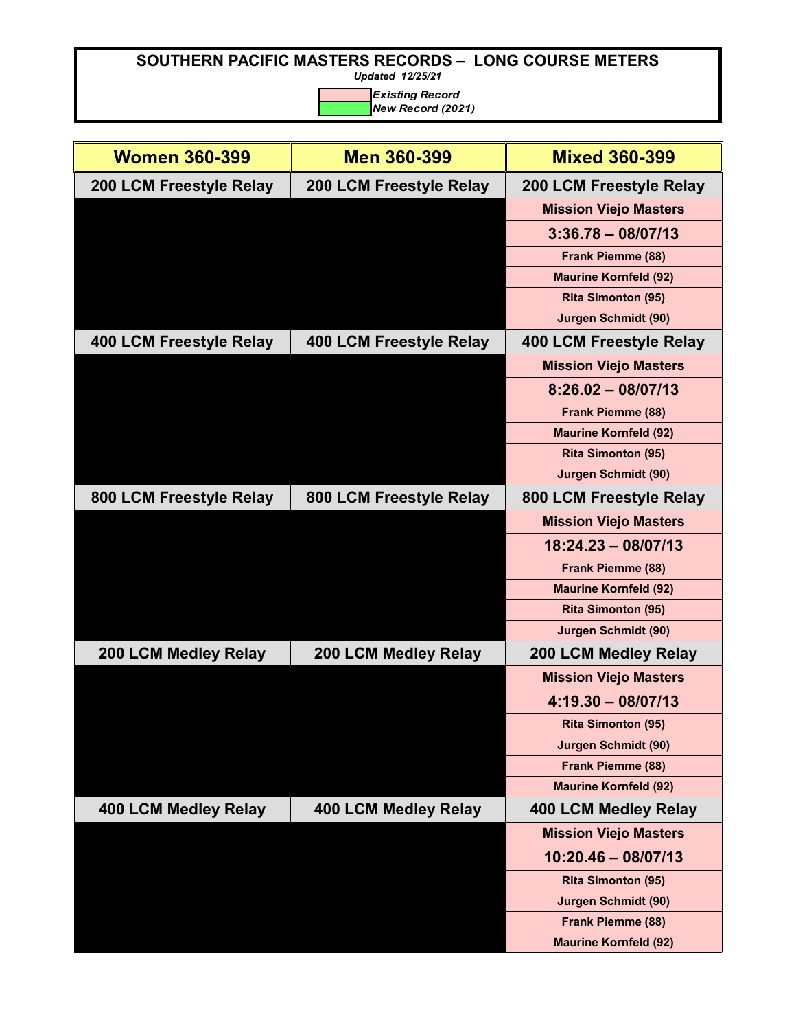# SOUTHERN PACIFIC MASTERS RECORDS – LONG COURSE METERS

*Updated 12/25/21*

*Existing Record*
*New Record (2021)*

| Women 360-399 | Men 360-399 | Mixed 360-399 |
|---|---|---|
| **200 LCM Freestyle Relay** | **200 LCM Freestyle Relay** | **200 LCM Freestyle Relay** |
| | | Mission Viejo Masters |
| | | 3:36.78 – 08/07/13 |
| | | Frank Piemme (88) |
| | | Maurine Kornfeld (92) |
| | | Rita Simonton (95) |
| | | Jurgen Schmidt (90) |
| **400 LCM Freestyle Relay** | **400 LCM Freestyle Relay** | **400 LCM Freestyle Relay** |
| | | Mission Viejo Masters |
| | | 8:26.02 – 08/07/13 |
| | | Frank Piemme (88) |
| | | Maurine Kornfeld (92) |
| | | Rita Simonton (95) |
| | | Jurgen Schmidt (90) |
| **800 LCM Freestyle Relay** | **800 LCM Freestyle Relay** | **800 LCM Freestyle Relay** |
| | | Mission Viejo Masters |
| | | 18:24.23 – 08/07/13 |
| | | Frank Piemme (88) |
| | | Maurine Kornfeld (92) |
| | | Rita Simonton (95) |
| | | Jurgen Schmidt (90) |
| **200 LCM Medley Relay** | **200 LCM Medley Relay** | **200 LCM Medley Relay** |
| | | Mission Viejo Masters |
| | | 4:19.30 – 08/07/13 |
| | | Rita Simonton (95) |
| | | Jurgen Schmidt (90) |
| | | Frank Piemme (88) |
| | | Maurine Kornfeld (92) |
| **400 LCM Medley Relay** | **400 LCM Medley Relay** | **400 LCM Medley Relay** |
| | | Mission Viejo Masters |
| | | 10:20.46 – 08/07/13 |
| | | Rita Simonton (95) |
| | | Jurgen Schmidt (90) |
| | | Frank Piemme (88) |
| | | Maurine Kornfeld (92) |